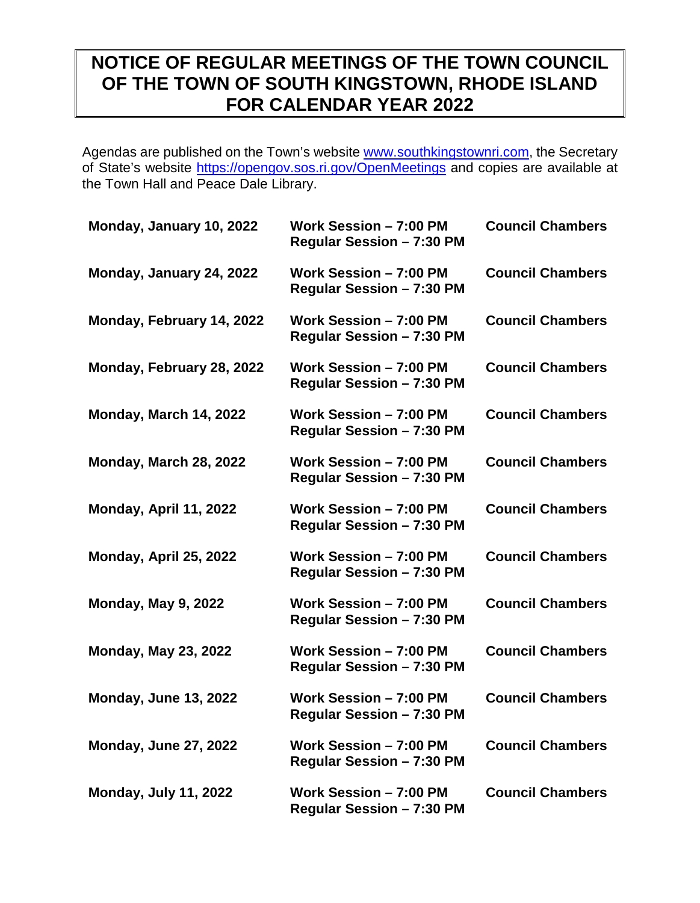# NOTICE OF REGULAR MEETINGS OF THE TOWN COUNCIL OF THE TOWN OF SOUTH KINGSTOWN, RHODE ISLAND FOR CALENDAR YEAR 2022

Agendas are published on the Town's website www.southkingstownri.com, the Secretary of State's website https://opengov.sos.ri.gov/OpenMeetings and copies are available at the Town Hall and Peace Dale Library.

| | | |
|---|---|---|
| **Monday, January 10, 2022** | **Work Session – 7:00 PM**<br>**Regular Session – 7:30 PM** | **Council Chambers** |
| **Monday, January 24, 2022** | **Work Session – 7:00 PM**<br>**Regular Session – 7:30 PM** | **Council Chambers** |
| **Monday, February 14, 2022** | **Work Session – 7:00 PM**<br>**Regular Session – 7:30 PM** | **Council Chambers** |
| **Monday, February 28, 2022** | **Work Session – 7:00 PM**<br>**Regular Session – 7:30 PM** | **Council Chambers** |
| **Monday, March 14, 2022** | **Work Session – 7:00 PM**<br>**Regular Session – 7:30 PM** | **Council Chambers** |
| **Monday, March 28, 2022** | **Work Session – 7:00 PM**<br>**Regular Session – 7:30 PM** | **Council Chambers** |
| **Monday, April 11, 2022** | **Work Session – 7:00 PM**<br>**Regular Session – 7:30 PM** | **Council Chambers** |
| **Monday, April 25, 2022** | **Work Session – 7:00 PM**<br>**Regular Session – 7:30 PM** | **Council Chambers** |
| **Monday, May 9, 2022** | **Work Session – 7:00 PM**<br>**Regular Session – 7:30 PM** | **Council Chambers** |
| **Monday, May 23, 2022** | **Work Session – 7:00 PM**<br>**Regular Session – 7:30 PM** | **Council Chambers** |
| **Monday, June 13, 2022** | **Work Session – 7:00 PM**<br>**Regular Session – 7:30 PM** | **Council Chambers** |
| **Monday, June 27, 2022** | **Work Session – 7:00 PM**<br>**Regular Session – 7:30 PM** | **Council Chambers** |
| **Monday, July 11, 2022** | **Work Session – 7:00 PM**<br>**Regular Session – 7:30 PM** | **Council Chambers** |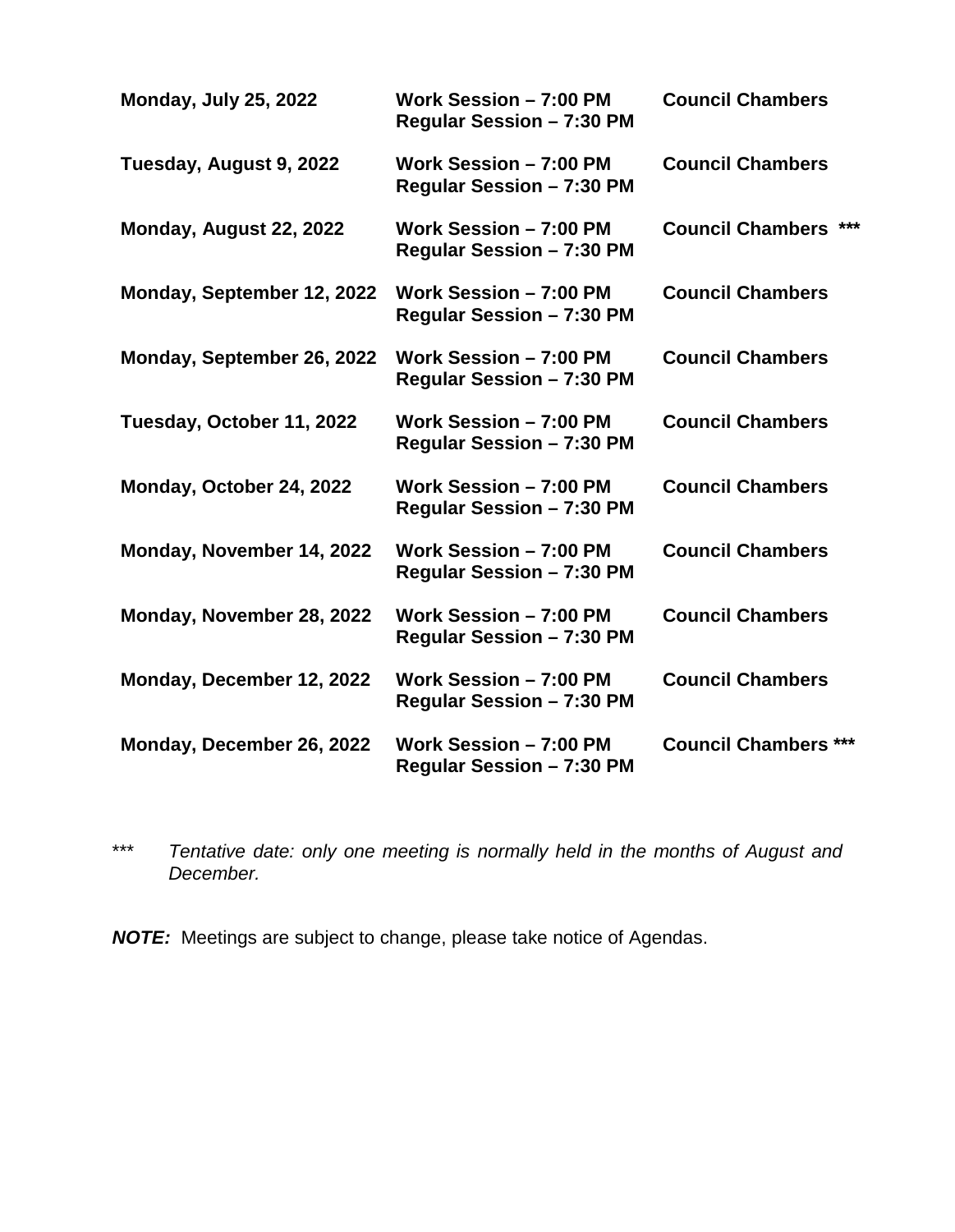| | | |
|---|---|---|
| **Monday, July 25, 2022** | **Work Session – 7:00 PM**<br>**Regular Session – 7:30 PM** | **Council Chambers** |
| **Tuesday, August 9, 2022** | **Work Session – 7:00 PM**<br>**Regular Session – 7:30 PM** | **Council Chambers** |
| **Monday, August 22, 2022** | **Work Session – 7:00 PM**<br>**Regular Session – 7:30 PM** | **Council Chambers \*\*\*** |
| **Monday, September 12, 2022** | **Work Session – 7:00 PM**<br>**Regular Session – 7:30 PM** | **Council Chambers** |
| **Monday, September 26, 2022** | **Work Session – 7:00 PM**<br>**Regular Session – 7:30 PM** | **Council Chambers** |
| **Tuesday, October 11, 2022** | **Work Session – 7:00 PM**<br>**Regular Session – 7:30 PM** | **Council Chambers** |
| **Monday, October 24, 2022** | **Work Session – 7:00 PM**<br>**Regular Session – 7:30 PM** | **Council Chambers** |
| **Monday, November 14, 2022** | **Work Session – 7:00 PM**<br>**Regular Session – 7:30 PM** | **Council Chambers** |
| **Monday, November 28, 2022** | **Work Session – 7:00 PM**<br>**Regular Session – 7:30 PM** | **Council Chambers** |
| **Monday, December 12, 2022** | **Work Session – 7:00 PM**<br>**Regular Session – 7:30 PM** | **Council Chambers** |
| **Monday, December 26, 2022** | **Work Session – 7:00 PM**<br>**Regular Session – 7:30 PM** | **Council Chambers \*\*\*** |

*\*\*\* Tentative date: only one meeting is normally held in the months of August and December.*

***NOTE:*** Meetings are subject to change, please take notice of Agendas.